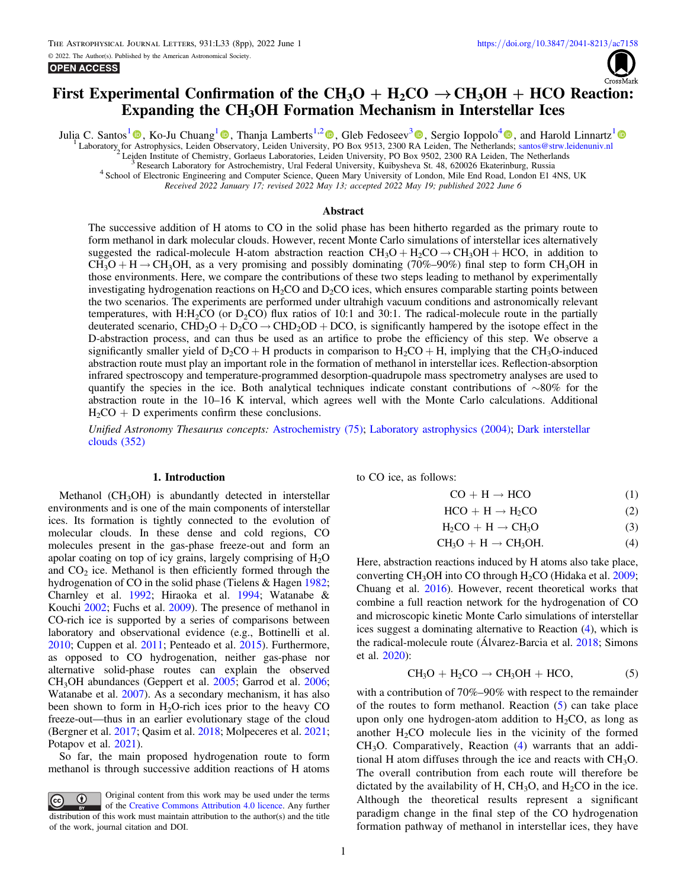# First Experimental Confirmation of the $CH_3O + H_2CO \rightarrow CH_3OH + HCO$ Reaction: Expanding the $CH_3OH$ Formation Mechanism in Interstellar Ices

Julia C. Santos[1], Ko-Ju Chuang[1], Thanja Lamberts[1,2], Gleb Fedoseev[3], Sergio Ioppolo[4], and Harold Linnartz[1]

[1] Laboratory for Astrophysics, Leiden Observatory, Leiden University, PO Box 9513, 2300 RA Leiden, The Netherlands; santos@strw.leidenuniv.nl
[2] Leiden Institute of Chemistry, Gorlaeus Laboratories, Leiden University, PO Box 9502, 2300 RA Leiden, The Netherlands
[3] Research Laboratory for Astrochemistry, Ural Federal University, Kuibysheva St. 48, 620026 Ekaterinburg, Russia
[4] School of Electronic Engineering and Computer Science, Queen Mary University of London, Mile End Road, London E1 4NS, UK

*Received 2022 January 17; revised 2022 May 13; accepted 2022 May 19; published 2022 June 6*

## Abstract

The successive addition of H atoms to CO in the solid phase has been hitherto regarded as the primary route to form methanol in dark molecular clouds. However, recent Monte Carlo simulations of interstellar ices alternatively suggested the radical-molecule H-atom abstraction reaction $CH_3O + H_2CO \rightarrow CH_3OH + HCO$, in addition to $CH_3O + H \rightarrow CH_3OH$, as a very promising and possibly dominating (70%–90%) final step to form $CH_3OH$ in those environments. Here, we compare the contributions of these two steps leading to methanol by experimentally investigating hydrogenation reactions on $H_2CO$ and $D_2CO$ ices, which ensures comparable starting points between the two scenarios. The experiments are performed under ultrahigh vacuum conditions and astronomically relevant temperatures, with H:$H_2CO$ (or $D_2CO$) flux ratios of 10:1 and 30:1. The radical-molecule route in the partially deuterated scenario, $CHD_2O + D_2CO \rightarrow CHD_2OD + DCO$, is significantly hampered by the isotope effect in the D-abstraction process, and can thus be used as an artifice to probe the efficiency of this step. We observe a significantly smaller yield of $D_2CO + H$ products in comparison to $H_2CO + H$, implying that the $CH_3O$-induced abstraction route must play an important role in the formation of methanol in interstellar ices. Reflection-absorption infrared spectroscopy and temperature-programmed desorption-quadrupole mass spectrometry analyses are used to quantify the species in the ice. Both analytical techniques indicate constant contributions of ~80% for the abstraction route in the 10–16 K interval, which agrees well with the Monte Carlo calculations. Additional $H_2CO$ + D experiments confirm these conclusions.

*Unified Astronomy Thesaurus concepts:* Astrochemistry (75); Laboratory astrophysics (2004); Dark interstellar clouds (352)

## 1. Introduction

Methanol ($CH_3OH$) is abundantly detected in interstellar environments and is one of the main components of interstellar ices. Its formation is tightly connected to the evolution of molecular clouds. In these dense and cold regions, CO molecules present in the gas-phase freeze-out and form an apolar coating on top of icy grains, largely comprising of $H_2O$ and $CO_2$ ice. Methanol is then efficiently formed through the hydrogenation of CO in the solid phase (Tielens & Hagen 1982; Charnley et al. 1992; Hiraoka et al. 1994; Watanabe & Kouchi 2002; Fuchs et al. 2009). The presence of methanol in CO-rich ice is supported by a series of comparisons between laboratory and observational evidence (e.g., Bottinelli et al. 2010; Cuppen et al. 2011; Penteado et al. 2015). Furthermore, as opposed to CO hydrogenation, neither gas-phase nor alternative solid-phase routes can explain the observed $CH_3OH$ abundances (Geppert et al. 2005; Garrod et al. 2006; Watanabe et al. 2007). As a secondary mechanism, it has also been shown to form in $H_2O$-rich ices prior to the heavy CO freeze-out—thus in an earlier evolutionary stage of the cloud (Bergner et al. 2017; Qasim et al. 2018; Molpeceres et al. 2021; Potapov et al. 2021).

So far, the main proposed hydrogenation route to form methanol is through successive addition reactions of H atoms to CO ice, as follows:

$$CO + H \rightarrow HCO \quad (1)$$

$$HCO + H \rightarrow H_2CO \quad (2)$$

$$H_2CO + H \rightarrow CH_3O \quad (3)$$

$$CH_3O + H \rightarrow CH_3OH. \quad (4)$$

Here, abstraction reactions induced by H atoms also take place, converting $CH_3OH$ into CO through $H_2CO$ (Hidaka et al. 2009; Chuang et al. 2016). However, recent theoretical works that combine a full reaction network for the hydrogenation of CO and microscopic kinetic Monte Carlo simulations of interstellar ices suggest a dominating alternative to Reaction (4), which is the radical-molecule route (Álvarez-Barcia et al. 2018; Simons et al. 2020):

$$CH_3O + H_2CO \rightarrow CH_3OH + HCO, \quad (5)$$

with a contribution of 70%–90% with respect to the remainder of the routes to form methanol. Reaction (5) can take place upon only one hydrogen-atom addition to $H_2CO$, as long as another $H_2CO$ molecule lies in the vicinity of the formed $CH_3O$. Comparatively, Reaction (4) warrants that an additional H atom diffuses through the ice and reacts with $CH_3O$. The overall contribution from each route will therefore be dictated by the availability of H, $CH_3O$, and $H_2CO$ in the ice. Although the theoretical results represent a significant paradigm change in the final step of the CO hydrogenation formation pathway of methanol in interstellar ices, they have

Original content from this work may be used under the terms of the Creative Commons Attribution 4.0 licence. Any further distribution of this work must maintain attribution to the author(s) and the title of the work, journal citation and DOI.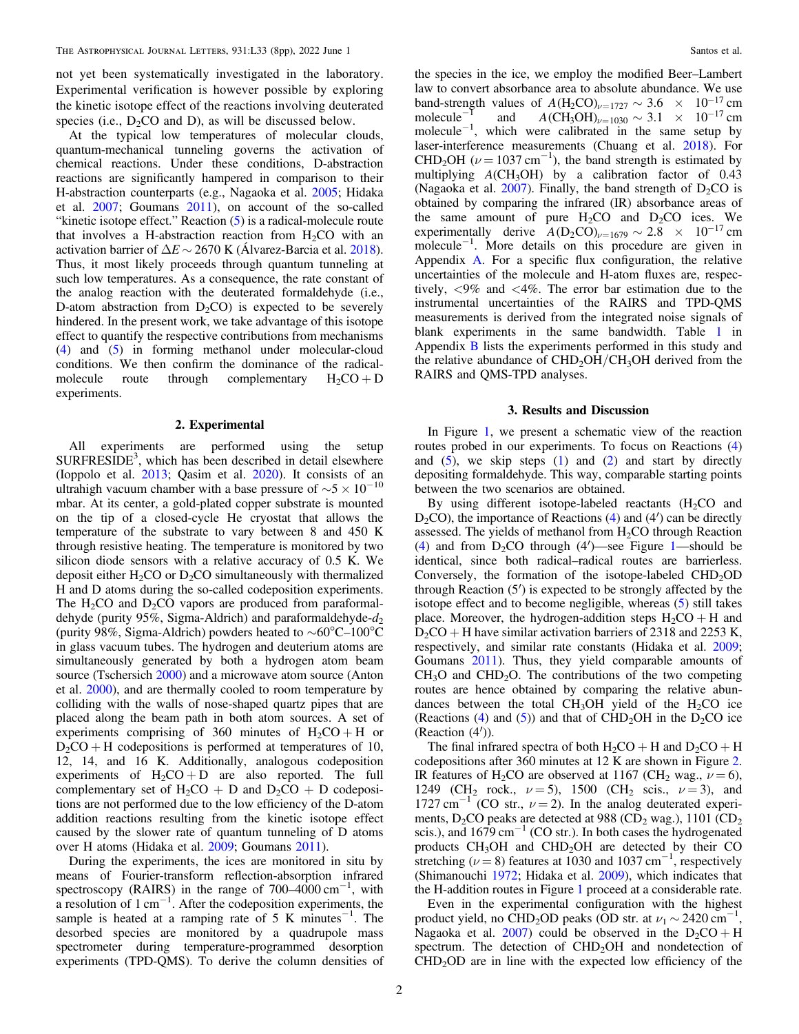not yet been systematically investigated in the laboratory. Experimental verification is however possible by exploring the kinetic isotope effect of the reactions involving deuterated species (i.e., $D_2CO$ and D), as will be discussed below.

At the typical low temperatures of molecular clouds, quantum-mechanical tunneling governs the activation of chemical reactions. Under these conditions, D-abstraction reactions are significantly hampered in comparison to their H-abstraction counterparts (e.g., Nagaoka et al. 2005; Hidaka et al. 2007; Goumans 2011), on account of the so-called "kinetic isotope effect." Reaction (5) is a radical-molecule route that involves a H-abstraction reaction from $H_2CO$ with an activation barrier of $\Delta E \sim 2670$ K (Álvarez-Barcia et al. 2018). Thus, it most likely proceeds through quantum tunneling at such low temperatures. As a consequence, the rate constant of the analog reaction with the deuterated formaldehyde (i.e., D-atom abstraction from $D_2CO$) is expected to be severely hindered. In the present work, we take advantage of this isotope effect to quantify the respective contributions from mechanisms (4) and (5) in forming methanol under molecular-cloud conditions. We then confirm the dominance of the radical-molecule route through complementary $H_2CO + D$ experiments.

## 2. Experimental

All experiments are performed using the setup SURFRESIDE[3], which has been described in detail elsewhere (Ioppolo et al. 2013; Qasim et al. 2020). It consists of an ultrahigh vacuum chamber with a base pressure of $\sim 5 \times 10^{-10}$ mbar. At its center, a gold-plated copper substrate is mounted on the tip of a closed-cycle He cryostat that allows the temperature of the substrate to vary between 8 and 450 K through resistive heating. The temperature is monitored by two silicon diode sensors with a relative accuracy of 0.5 K. We deposit either $H_2CO$ or $D_2CO$ simultaneously with thermalized H and D atoms during the so-called codeposition experiments. The $H_2CO$ and $D_2CO$ vapors are produced from paraformaldehyde (purity 95%, Sigma-Aldrich) and paraformaldehyde-$d_2$ (purity 98%, Sigma-Aldrich) powders heated to $\sim$60°C–100°C in glass vacuum tubes. The hydrogen and deuterium atoms are simultaneously generated by both a hydrogen atom beam source (Tschersich 2000) and a microwave atom source (Anton et al. 2000), and are thermally cooled to room temperature by colliding with the walls of nose-shaped quartz pipes that are placed along the beam path in both atom sources. A set of experiments comprising of 360 minutes of $H_2CO + H$ or $D_2CO + H$ codepositions is performed at temperatures of 10, 12, 14, and 16 K. Additionally, analogous codeposition experiments of $H_2CO + D$ are also reported. The full complementary set of $H_2CO$ + D and $D_2CO$ + D codepositions are not performed due to the low efficiency of the D-atom addition reactions resulting from the kinetic isotope effect caused by the slower rate of quantum tunneling of D atoms over H atoms (Hidaka et al. 2009; Goumans 2011).

During the experiments, the ices are monitored in situ by means of Fourier-transform reflection-absorption infrared spectroscopy (RAIRS) in the range of 700–4000 $cm^{-1}$, with a resolution of 1 $cm^{-1}$. After the codeposition experiments, the sample is heated at a ramping rate of 5 K minutes$^{-1}$. The desorbed species are monitored by a quadrupole mass spectrometer during temperature-programmed desorption experiments (TPD-QMS). To derive the column densities of the species in the ice, we employ the modified Beer–Lambert law to convert absorbance area to absolute abundance. We use band-strength values of $A(H_2CO)_{\nu=1727} \sim 3.6 \times 10^{-17}$ cm molecule$^{-1}$ and $A(CH_3OH)_{\nu=1030} \sim 3.1 \times 10^{-17}$ cm molecule$^{-1}$, which were calibrated in the same setup by laser-interference measurements (Chuang et al. 2018). For $CHD_2OH$ ($\nu = 1037$ $cm^{-1}$), the band strength is estimated by multiplying $A(CH_3OH)$ by a calibration factor of 0.43 (Nagaoka et al. 2007). Finally, the band strength of $D_2CO$ is obtained by comparing the infrared (IR) absorbance areas of the same amount of pure $H_2CO$ and $D_2CO$ ices. We experimentally derive $A(D_2CO)_{\nu=1679} \sim 2.8 \times 10^{-17}$ cm molecule$^{-1}$. More details on this procedure are given in Appendix A. For a specific flux configuration, the relative uncertainties of the molecule and H-atom fluxes are, respectively, <9% and <4%. The error bar estimation due to the instrumental uncertainties of the RAIRS and TPD-QMS measurements is derived from the integrated noise signals of blank experiments in the same bandwidth. Table 1 in Appendix B lists the experiments performed in this study and the relative abundance of $CHD_2OH/CH_3OH$ derived from the RAIRS and QMS-TPD analyses.

## 3. Results and Discussion

In Figure 1, we present a schematic view of the reaction routes probed in our experiments. To focus on Reactions (4) and (5), we skip steps (1) and (2) and start by directly depositing formaldehyde. This way, comparable starting points between the two scenarios are obtained.

By using different isotope-labeled reactants ($H_2CO$ and $D_2CO$), the importance of Reactions (4) and (4′) can be directly assessed. The yields of methanol from $H_2CO$ through Reaction (4) and from $D_2CO$ through (4′)—see Figure 1—should be identical, since both radical–radical routes are barrierless. Conversely, the formation of the isotope-labeled $CHD_2OD$ through Reaction (5′) is expected to be strongly affected by the isotope effect and to become negligible, whereas (5) still takes place. Moreover, the hydrogen-addition steps $H_2CO + H$ and $D_2CO + H$ have similar activation barriers of 2318 and 2253 K, respectively, and similar rate constants (Hidaka et al. 2009; Goumans 2011). Thus, they yield comparable amounts of $CH_3O$ and $CHD_2O$. The contributions of the two competing routes are hence obtained by comparing the relative abundances between the total $CH_3OH$ yield of the $H_2CO$ ice (Reactions (4) and (5)) and that of $CHD_2OH$ in the $D_2CO$ ice (Reaction (4′)).

The final infrared spectra of both $H_2CO + H$ and $D_2CO + H$ codepositions after 360 minutes at 12 K are shown in Figure 2. IR features of $H_2CO$ are observed at 1167 ($CH_2$ wag., $\nu = 6$), 1249 ($CH_2$ rock., $\nu = 5$), 1500 ($CH_2$ scis., $\nu = 3$), and 1727 $cm^{-1}$ (CO str., $\nu = 2$). In the analog deuterated experiments, $D_2CO$ peaks are detected at 988 ($CD_2$ wag.), 1101 ($CD_2$ scis.), and 1679 $cm^{-1}$ (CO str.). In both cases the hydrogenated products $CH_3OH$ and $CHD_2OH$ are detected by their CO stretching ($\nu = 8$) features at 1030 and 1037 $cm^{-1}$, respectively (Shimanouchi 1972; Hidaka et al. 2009), which indicates that the H-addition routes in Figure 1 proceed at a considerable rate.

Even in the experimental configuration with the highest product yield, no $CHD_2OD$ peaks (OD str. at $\nu_1 \sim 2420$ $cm^{-1}$, Nagaoka et al. 2007) could be observed in the $D_2CO + H$ spectrum. The detection of $CHD_2OH$ and nondetection of $CHD_2OD$ are in line with the expected low efficiency of the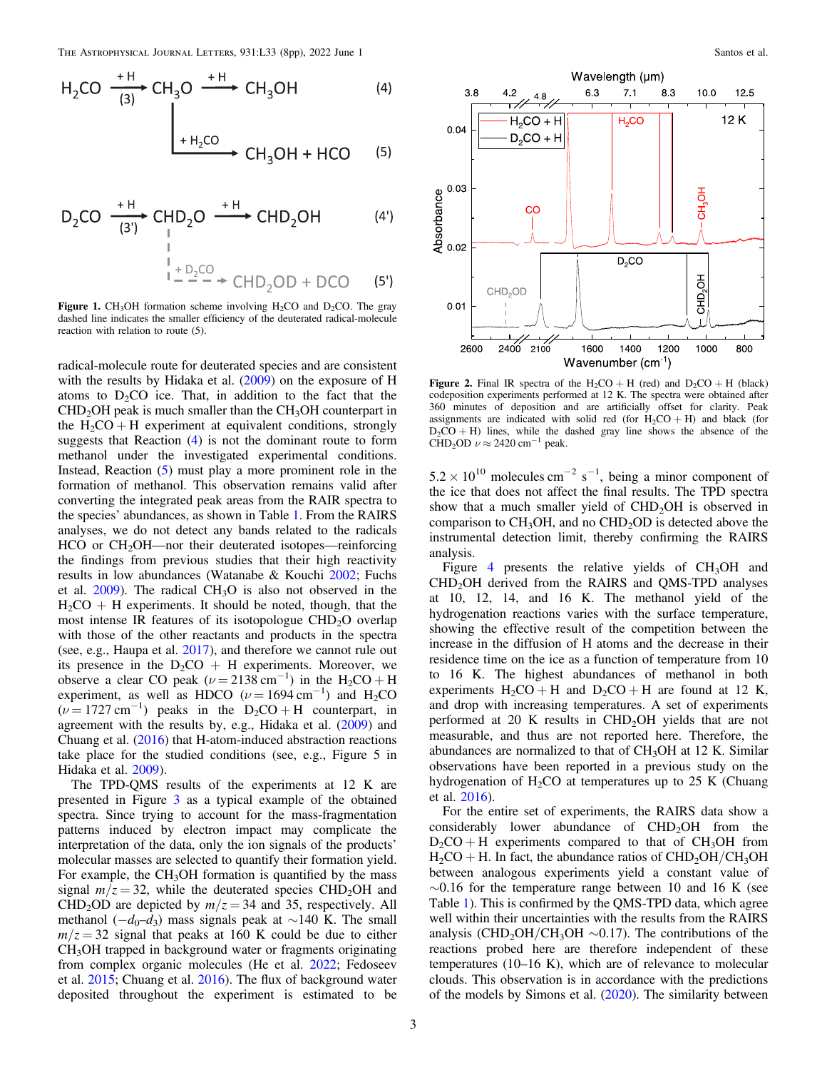$$H_2CO \xrightarrow[(3)]{+H} CH_3O \xrightarrow{+H} CH_3OH \quad (4)$$

$$CH_3O \xrightarrow{+H_2CO} CH_3OH + HCO \quad (5)$$

$$D_2CO \xrightarrow[(3')]{+H} CHD_2O \xrightarrow{+H} CHD_2OH \quad (4')$$

$$CHD_2O \xrightarrow{+D_2CO} CHD_2OD + DCO \quad (5')$$

**Figure 1.** $CH_3OH$ formation scheme involving $H_2CO$ and $D_2CO$. The gray dashed line indicates the smaller efficiency of the deuterated radical-molecule reaction with relation to route (5).

radical-molecule route for deuterated species and are consistent with the results by Hidaka et al. (2009) on the exposure of H atoms to $D_2CO$ ice. That, in addition to the fact that the $CHD_2OH$ peak is much smaller than the $CH_3OH$ counterpart in the $H_2CO + H$ experiment at equivalent conditions, strongly suggests that Reaction (4) is not the dominant route to form methanol under the investigated experimental conditions. Instead, Reaction (5) must play a more prominent role in the formation of methanol. This observation remains valid after converting the integrated peak areas from the RAIR spectra to the species' abundances, as shown in Table 1. From the RAIRS analyses, we do not detect any bands related to the radicals HCO or $CH_2OH$—nor their deuterated isotopes—reinforcing the findings from previous studies that their high reactivity results in low abundances (Watanabe & Kouchi 2002; Fuchs et al. 2009). The radical $CH_3O$ is also not observed in the $H_2CO$ + H experiments. It should be noted, though, that the most intense IR features of its isotopologue $CHD_2O$ overlap with those of the other reactants and products in the spectra (see, e.g., Haupa et al. 2017), and therefore we cannot rule out its presence in the $D_2CO$ + H experiments. Moreover, we observe a clear CO peak ($\nu = 2138$ cm$^{-1}$) in the $H_2CO + H$ experiment, as well as HDCO ($\nu = 1694$ cm$^{-1}$) and $H_2CO$ ($\nu = 1727$ cm$^{-1}$) peaks in the $D_2CO + H$ counterpart, in agreement with the results by, e.g., Hidaka et al. (2009) and Chuang et al. (2016) that H-atom-induced abstraction reactions take place for the studied conditions (see, e.g., Figure 5 in Hidaka et al. 2009).

The TPD-QMS results of the experiments at 12 K are presented in Figure 3 as a typical example of the obtained spectra. Since trying to account for the mass-fragmentation patterns induced by electron impact may complicate the interpretation of the data, only the ion signals of the products' molecular masses are selected to quantify their formation yield. For example, the $CH_3OH$ formation is quantified by the mass signal $m/z = 32$, while the deuterated species $CHD_2OH$ and $CHD_2OD$ are depicted by $m/z = 34$ and 35, respectively. All methanol ($-d_0$–$d_3$) mass signals peak at ~140 K. The small $m/z = 32$ signal that peaks at 160 K could be due to either $CH_3OH$ trapped in background water or fragments originating from complex organic molecules (He et al. 2022; Fedoseev et al. 2015; Chuang et al. 2016). The flux of background water deposited throughout the experiment is estimated to be

**Figure 2.** Final IR spectra of the $H_2CO$ + H (red) and $D_2CO$ + H (black) codeposition experiments performed at 12 K. The spectra were obtained after 360 minutes of deposition and are artificially offset for clarity. Peak assignments are indicated with solid red (for $H_2CO$ + H) and black (for $D_2CO$ + H) lines, while the dashed gray line shows the absence of the $CHD_2OD$ $\nu \approx 2420$ cm$^{-1}$ peak.

$5.2 \times 10^{10}$ molecules cm$^{-2}$ s$^{-1}$, being a minor component of the ice that does not affect the final results. The TPD spectra show that a much smaller yield of $CHD_2OH$ is observed in comparison to $CH_3OH$, and no $CHD_2OD$ is detected above the instrumental detection limit, thereby confirming the RAIRS analysis.

Figure 4 presents the relative yields of $CH_3OH$ and $CHD_2OH$ derived from the RAIRS and QMS-TPD analyses at 10, 12, 14, and 16 K. The methanol yield of the hydrogenation reactions varies with the surface temperature, showing the effective result of the competition between the increase in the diffusion of H atoms and the decrease in their residence time on the ice as a function of temperature from 10 to 16 K. The highest abundances of methanol in both experiments $H_2CO + H$ and $D_2CO + H$ are found at 12 K, and drop with increasing temperatures. A set of experiments performed at 20 K results in $CHD_2OH$ yields that are not measurable, and thus are not reported here. Therefore, the abundances are normalized to that of $CH_3OH$ at 12 K. Similar observations have been reported in a previous study on the hydrogenation of $H_2CO$ at temperatures up to 25 K (Chuang et al. 2016).

For the entire set of experiments, the RAIRS data show a considerably lower abundance of $CHD_2OH$ from the $D_2CO + H$ experiments compared to that of $CH_3OH$ from $H_2CO + H$. In fact, the abundance ratios of $CHD_2OH/CH_3OH$ between analogous experiments yield a constant value of ~0.16 for the temperature range between 10 and 16 K (see Table 1). This is confirmed by the QMS-TPD data, which agree well within their uncertainties with the results from the RAIRS analysis ($CHD_2OH/CH_3OH$ ~0.17). The contributions of the reactions probed here are therefore independent of these temperatures (10–16 K), which are of relevance to molecular clouds. This observation is in accordance with the predictions of the models by Simons et al. (2020). The similarity between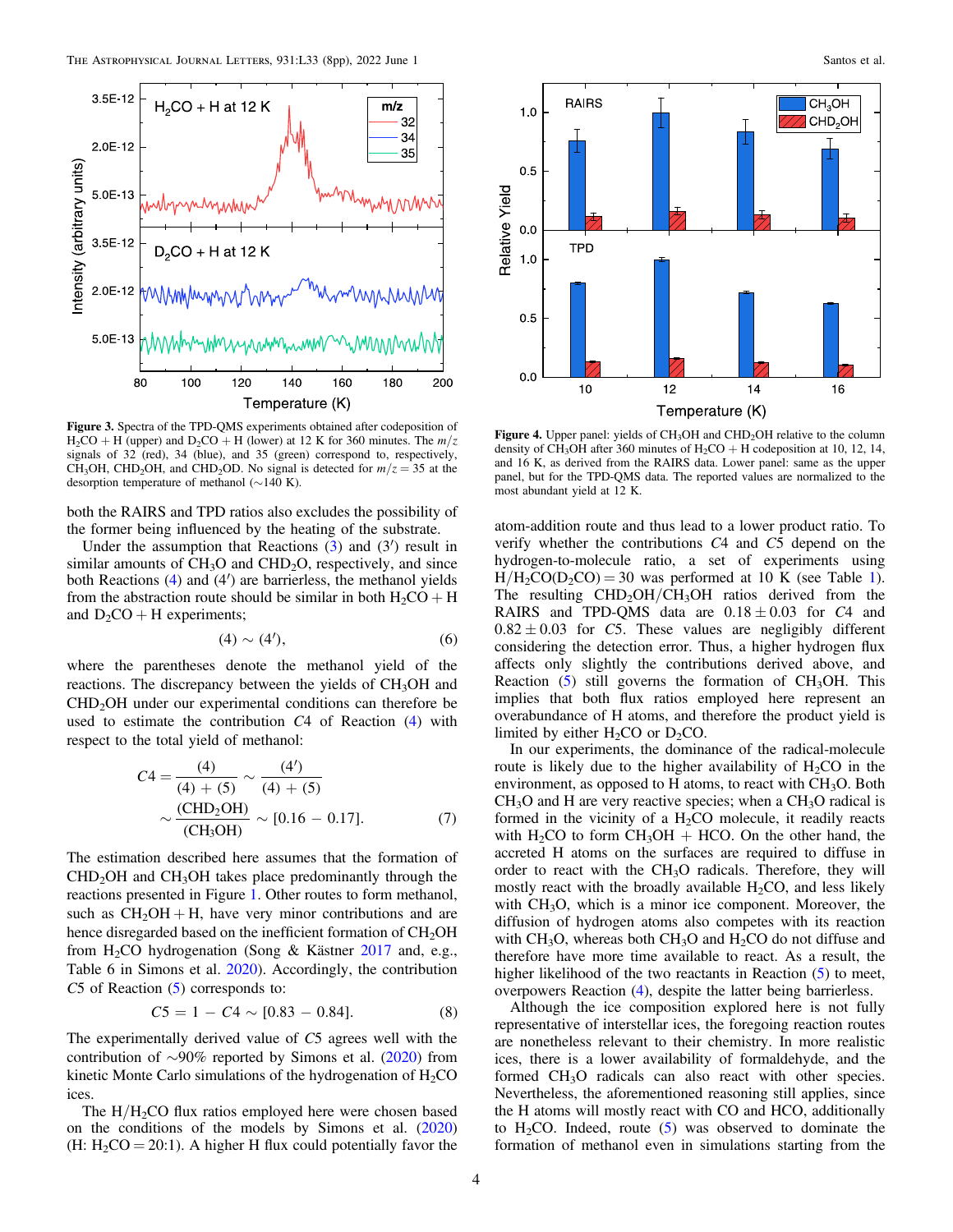**Figure 3.** Spectra of the TPD-QMS experiments obtained after codeposition of $H_2CO$ + H (upper) and $D_2CO$ + H (lower) at 12 K for 360 minutes. The $m/z$ signals of 32 (red), 34 (blue), and 35 (green) correspond to, respectively, $CH_3OH$, $CHD_2OH$, and $CHD_2OD$. No signal is detected for $m/z = 35$ at the desorption temperature of methanol (∼140 K).

**Figure 4.** Upper panel: yields of $CH_3OH$ and $CHD_2OH$ relative to the column density of $CH_3OH$ after 360 minutes of $H_2CO$ + H codeposition at 10, 12, 14, and 16 K, as derived from the RAIRS data. Lower panel: same as the upper panel, but for the TPD-QMS data. The reported values are normalized to the most abundant yield at 12 K.

both the RAIRS and TPD ratios also excludes the possibility of the former being influenced by the heating of the substrate.

Under the assumption that Reactions (3) and (3′) result in similar amounts of $CH_3O$ and $CHD_2O$, respectively, and since both Reactions (4) and (4′) are barrierless, the methanol yields from the abstraction route should be similar in both $H_2CO$ + H and $D_2CO$ + H experiments;

$$(4) \sim (4'), \tag{6}$$

where the parentheses denote the methanol yield of the reactions. The discrepancy between the yields of $CH_3OH$ and $CHD_2OH$ under our experimental conditions can therefore be used to estimate the contribution $C4$ of Reaction (4) with respect to the total yield of methanol:

$$C4 = \frac{(4)}{(4) + (5)} \sim \frac{(4')}{(4) + (5)} \sim \frac{(CHD_2OH)}{(CH_3OH)} \sim [0.16 - 0.17]. \tag{7}$$

The estimation described here assumes that the formation of $CHD_2OH$ and $CH_3OH$ takes place predominantly through the reactions presented in Figure 1. Other routes to form methanol, such as $CH_2OH$ + H, have very minor contributions and are hence disregarded based on the inefficient formation of $CH_2OH$ from $H_2CO$ hydrogenation (Song & Kästner 2017 and, e.g., Table 6 in Simons et al. 2020). Accordingly, the contribution $C5$ of Reaction (5) corresponds to:

$$C5 = 1 - C4 \sim [0.83 - 0.84]. \tag{8}$$

The experimentally derived value of $C5$ agrees well with the contribution of ∼90% reported by Simons et al. (2020) from kinetic Monte Carlo simulations of the hydrogenation of $H_2CO$ ices.

The $H/H_2CO$ flux ratios employed here were chosen based on the conditions of the models by Simons et al. (2020) (H: $H_2CO$ = 20:1). A higher H flux could potentially favor the atom-addition route and thus lead to a lower product ratio. To verify whether the contributions $C4$ and $C5$ depend on the hydrogen-to-molecule ratio, a set of experiments using $H/H_2CO(D_2CO) = 30$ was performed at 10 K (see Table 1). The resulting $CHD_2OH/CH_3OH$ ratios derived from the RAIRS and TPD-QMS data are $0.18 \pm 0.03$ for $C4$ and $0.82 \pm 0.03$ for $C5$. These values are negligibly different considering the detection error. Thus, a higher hydrogen flux affects only slightly the contributions derived above, and Reaction (5) still governs the formation of $CH_3OH$. This implies that both flux ratios employed here represent an overabundance of H atoms, and therefore the product yield is limited by either $H_2CO$ or $D_2CO$.

In our experiments, the dominance of the radical-molecule route is likely due to the higher availability of $H_2CO$ in the environment, as opposed to H atoms, to react with $CH_3O$. Both $CH_3O$ and H are very reactive species; when a $CH_3O$ radical is formed in the vicinity of a $H_2CO$ molecule, it readily reacts with $H_2CO$ to form $CH_3OH$ + HCO. On the other hand, the accreted H atoms on the surfaces are required to diffuse in order to react with the $CH_3O$ radicals. Therefore, they will mostly react with the broadly available $H_2CO$, and less likely with $CH_3O$, which is a minor ice component. Moreover, the diffusion of hydrogen atoms also competes with its reaction with $CH_3O$, whereas both $CH_3O$ and $H_2CO$ do not diffuse and therefore have more time available to react. As a result, the higher likelihood of the two reactants in Reaction (5) to meet, overpowers Reaction (4), despite the latter being barrierless.

Although the ice composition explored here is not fully representative of interstellar ices, the foregoing reaction routes are nonetheless relevant to their chemistry. In more realistic ices, there is a lower availability of formaldehyde, and the formed $CH_3O$ radicals can also react with other species. Nevertheless, the aforementioned reasoning still applies, since the H atoms will mostly react with CO and HCO, additionally to $H_2CO$. Indeed, route (5) was observed to dominate the formation of methanol even in simulations starting from the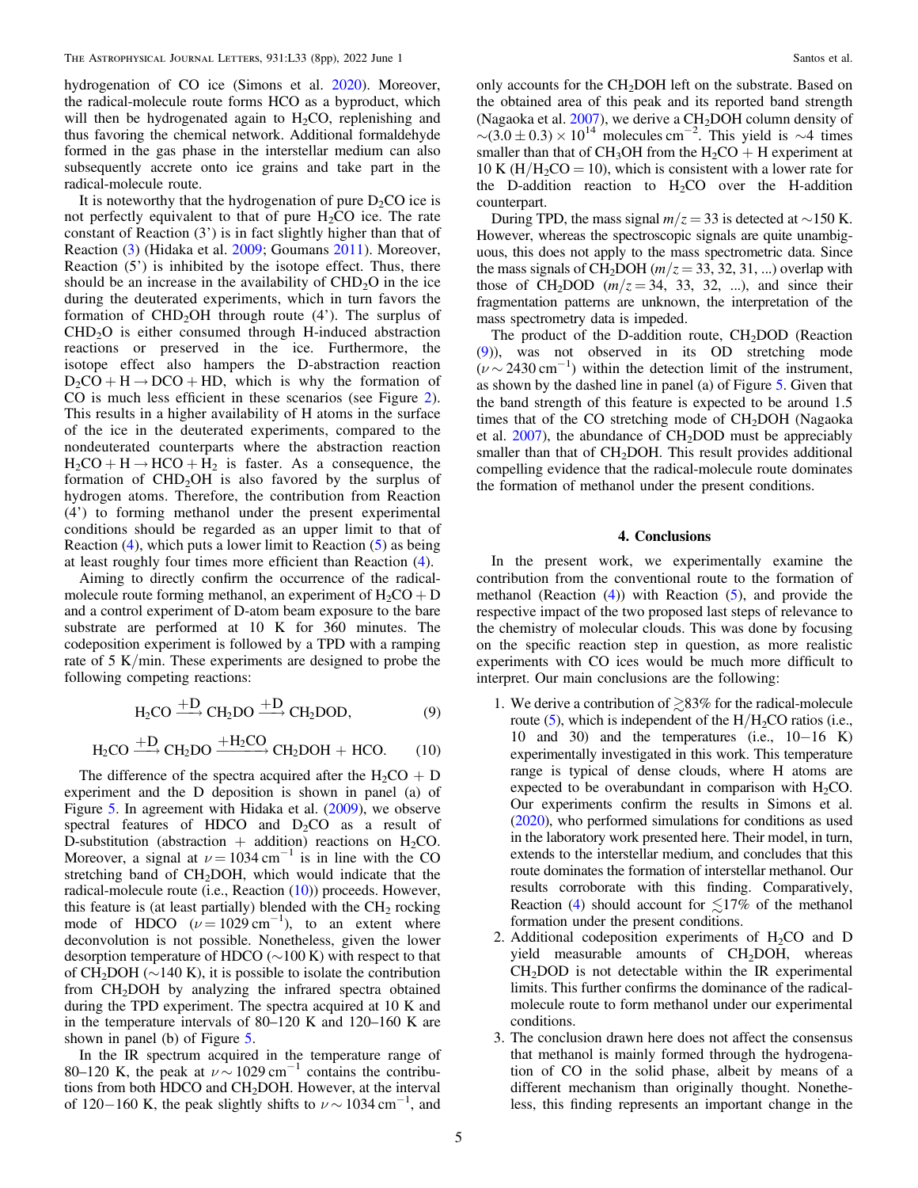hydrogenation of CO ice (Simons et al. 2020). Moreover, the radical-molecule route forms HCO as a byproduct, which will then be hydrogenated again to $H_2CO$, replenishing and thus favoring the chemical network. Additional formaldehyde formed in the gas phase in the interstellar medium can also subsequently accrete onto ice grains and take part in the radical-molecule route.

It is noteworthy that the hydrogenation of pure $D_2CO$ ice is not perfectly equivalent to that of pure $H_2CO$ ice. The rate constant of Reaction (3') is in fact slightly higher than that of Reaction (3) (Hidaka et al. 2009; Goumans 2011). Moreover, Reaction (5') is inhibited by the isotope effect. Thus, there should be an increase in the availability of $CHD_2O$ in the ice during the deuterated experiments, which in turn favors the formation of $CHD_2OH$ through route (4'). The surplus of $CHD_2O$ is either consumed through H-induced abstraction reactions or preserved in the ice. Furthermore, the isotope effect also hampers the D-abstraction reaction $D_2CO + H \rightarrow DCO + HD$, which is why the formation of CO is much less efficient in these scenarios (see Figure 2). This results in a higher availability of H atoms in the surface of the ice in the deuterated experiments, compared to the nondeuterated counterparts where the abstraction reaction $H_2CO + H \rightarrow HCO + H_2$ is faster. As a consequence, the formation of $CHD_2OH$ is also favored by the surplus of hydrogen atoms. Therefore, the contribution from Reaction (4') to forming methanol under the present experimental conditions should be regarded as an upper limit to that of Reaction (4), which puts a lower limit to Reaction (5) as being at least roughly four times more efficient than Reaction (4).

Aiming to directly confirm the occurrence of the radical-molecule route forming methanol, an experiment of $H_2CO + D$ and a control experiment of D-atom beam exposure to the bare substrate are performed at 10 K for 360 minutes. The codeposition experiment is followed by a TPD with a ramping rate of 5 K/min. These experiments are designed to probe the following competing reactions:

$$H_2CO \xrightarrow{+D} CH_2DO \xrightarrow{+D} CH_2DOD, \tag{9}$$

$$H_2CO \xrightarrow{+D} CH_2DO \xrightarrow{+H_2CO} CH_2DOH + HCO. \tag{10}$$

The difference of the spectra acquired after the $H_2CO + D$ experiment and the D deposition is shown in panel (a) of Figure 5. In agreement with Hidaka et al. (2009), we observe spectral features of HDCO and $D_2CO$ as a result of D-substitution (abstraction + addition) reactions on $H_2CO$. Moreover, a signal at $\nu = 1034\ \mathrm{cm^{-1}}$ is in line with the CO stretching band of $CH_2DOH$, which would indicate that the radical-molecule route (i.e., Reaction (10)) proceeds. However, this feature is (at least partially) blended with the $CH_2$ rocking mode of HDCO ($\nu = 1029\ \mathrm{cm^{-1}}$), to an extent where deconvolution is not possible. Nonetheless, given the lower desorption temperature of HDCO (~100 K) with respect to that of $CH_2DOH$ (~140 K), it is possible to isolate the contribution from $CH_2DOH$ by analyzing the infrared spectra obtained during the TPD experiment. The spectra acquired at 10 K and in the temperature intervals of 80–120 K and 120–160 K are shown in panel (b) of Figure 5.

In the IR spectrum acquired in the temperature range of 80–120 K, the peak at $\nu \sim 1029\ \mathrm{cm^{-1}}$ contains the contributions from both HDCO and $CH_2DOH$. However, at the interval of 120−160 K, the peak slightly shifts to $\nu \sim 1034\ \mathrm{cm^{-1}}$, and only accounts for the $CH_2DOH$ left on the substrate. Based on the obtained area of this peak and its reported band strength (Nagaoka et al. 2007), we derive a $CH_2DOH$ column density of $\sim(3.0 \pm 0.3) \times 10^{14}$ molecules $\mathrm{cm^{-2}}$. This yield is ~4 times smaller than that of $CH_3OH$ from the $H_2CO$ + H experiment at 10 K ($H/H_2CO = 10$), which is consistent with a lower rate for the D-addition reaction to $H_2CO$ over the H-addition counterpart.

During TPD, the mass signal $m/z = 33$ is detected at ~150 K. However, whereas the spectroscopic signals are quite unambiguous, this does not apply to the mass spectrometric data. Since the mass signals of $CH_2DOH$ ($m/z = 33$, 32, 31, ...) overlap with those of $CH_2DOD$ ($m/z = 34$, 33, 32, ...), and since their fragmentation patterns are unknown, the interpretation of the mass spectrometry data is impeded.

The product of the D-addition route, $CH_2DOD$ (Reaction (9)), was not observed in its OD stretching mode ($\nu \sim 2430\ \mathrm{cm^{-1}}$) within the detection limit of the instrument, as shown by the dashed line in panel (a) of Figure 5. Given that the band strength of this feature is expected to be around 1.5 times that of the CO stretching mode of $CH_2DOH$ (Nagaoka et al. 2007), the abundance of $CH_2DOD$ must be appreciably smaller than that of $CH_2DOH$. This result provides additional compelling evidence that the radical-molecule route dominates the formation of methanol under the present conditions.

## 4. Conclusions

In the present work, we experimentally examine the contribution from the conventional route to the formation of methanol (Reaction (4)) with Reaction (5), and provide the respective impact of the two proposed last steps of relevance to the chemistry of molecular clouds. This was done by focusing on the specific reaction step in question, as more realistic experiments with CO ices would be much more difficult to interpret. Our main conclusions are the following:

1. We derive a contribution of $\gtrsim$83% for the radical-molecule route (5), which is independent of the $H/H_2CO$ ratios (i.e., 10 and 30) and the temperatures (i.e., 10−16 K) experimentally investigated in this work. This temperature range is typical of dense clouds, where H atoms are expected to be overabundant in comparison with $H_2CO$. Our experiments confirm the results in Simons et al. (2020), who performed simulations for conditions as used in the laboratory work presented here. Their model, in turn, extends to the interstellar medium, and concludes that this route dominates the formation of interstellar methanol. Our results corroborate with this finding. Comparatively, Reaction (4) should account for $\lesssim$17% of the methanol formation under the present conditions.
2. Additional codeposition experiments of $H_2CO$ and D yield measurable amounts of $CH_2DOH$, whereas $CH_2DOD$ is not detectable within the IR experimental limits. This further confirms the dominance of the radical-molecule route to form methanol under our experimental conditions.
3. The conclusion drawn here does not affect the consensus that methanol is mainly formed through the hydrogenation of CO in the solid phase, albeit by means of a different mechanism than originally thought. Nonetheless, this finding represents an important change in the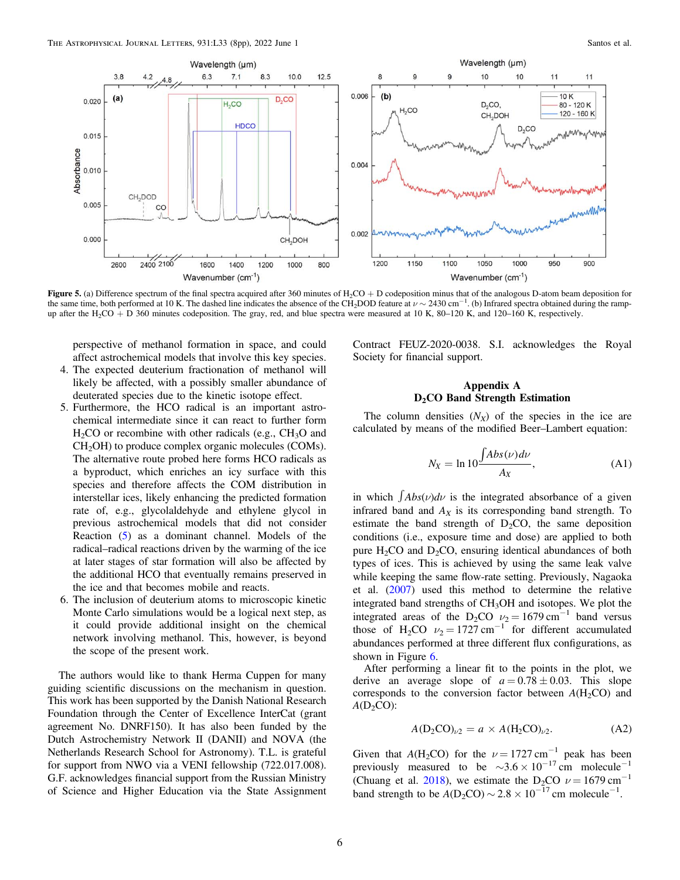Figure 5. (a) Difference spectrum of the final spectra acquired after 360 minutes of $H_2CO$ + D codeposition minus that of the analogous D-atom beam deposition for the same time, both performed at 10 K. The dashed line indicates the absence of the $CH_2DOD$ feature at $\nu \sim 2430$ cm$^{-1}$. (b) Infrared spectra obtained during the ramp-up after the $H_2CO$ + D 360 minutes codeposition. The gray, red, and blue spectra were measured at 10 K, 80–120 K, and 120–160 K, respectively.

perspective of methanol formation in space, and could affect astrochemical models that involve this key species.

4. The expected deuterium fractionation of methanol will likely be affected, with a possibly smaller abundance of deuterated species due to the kinetic isotope effect.
5. Furthermore, the HCO radical is an important astrochemical intermediate since it can react to further form $H_2CO$ or recombine with other radicals (e.g., $CH_3O$ and $CH_2OH$) to produce complex organic molecules (COMs). The alternative route probed here forms HCO radicals as a byproduct, which enriches an icy surface with this species and therefore affects the COM distribution in interstellar ices, likely enhancing the predicted formation rate of, e.g., glycolaldehyde and ethylene glycol in previous astrochemical models that did not consider Reaction (5) as a dominant channel. Models of the radical–radical reactions driven by the warming of the ice at later stages of star formation will also be affected by the additional HCO that eventually remains preserved in the ice and that becomes mobile and reacts.
6. The inclusion of deuterium atoms to microscopic kinetic Monte Carlo simulations would be a logical next step, as it could provide additional insight on the chemical network involving methanol. This, however, is beyond the scope of the present work.

The authors would like to thank Herma Cuppen for many guiding scientific discussions on the mechanism in question. This work has been supported by the Danish National Research Foundation through the Center of Excellence InterCat (grant agreement No. DNRF150). It has also been funded by the Dutch Astrochemistry Network II (DANII) and NOVA (the Netherlands Research School for Astronomy). T.L. is grateful for support from NWO via a VENI fellowship (722.017.008). G.F. acknowledges financial support from the Russian Ministry of Science and Higher Education via the State Assignment Contract FEUZ-2020-0038. S.I. acknowledges the Royal Society for financial support.

## Appendix A
## $D_2CO$ Band Strength Estimation

The column densities ($N_X$) of the species in the ice are calculated by means of the modified Beer–Lambert equation:

$$N_X = \ln 10 \frac{\int Abs(\nu)d\nu}{A_X}, \tag{A1}$$

in which $\int Abs(\nu)d\nu$ is the integrated absorbance of a given infrared band and $A_X$ is its corresponding band strength. To estimate the band strength of $D_2CO$, the same deposition conditions (i.e., exposure time and dose) are applied to both pure $H_2CO$ and $D_2CO$, ensuring identical abundances of both types of ices. This is achieved by using the same leak valve while keeping the same flow-rate setting. Previously, Nagaoka et al. (2007) used this method to determine the relative integrated band strengths of $CH_3OH$ and isotopes. We plot the integrated areas of the $D_2CO$ $\nu_2 = 1679$ cm$^{-1}$ band versus those of $H_2CO$ $\nu_2 = 1727$ cm$^{-1}$ for different accumulated abundances performed at three different flux configurations, as shown in Figure 6.

After performing a linear fit to the points in the plot, we derive an average slope of $a = 0.78 \pm 0.03$. This slope corresponds to the conversion factor between $A(H_2CO)$ and $A(D_2CO)$:

$$A(D_2CO)_{\nu 2} = a \times A(H_2CO)_{\nu 2}. \tag{A2}$$

Given that $A(H_2CO)$ for the $\nu = 1727$ cm$^{-1}$ peak has been previously measured to be $\sim 3.6 \times 10^{-17}$ cm molecule$^{-1}$ (Chuang et al. 2018), we estimate the $D_2CO$ $\nu = 1679$ cm$^{-1}$ band strength to be $A(D_2CO) \sim 2.8 \times 10^{-17}$ cm molecule$^{-1}$.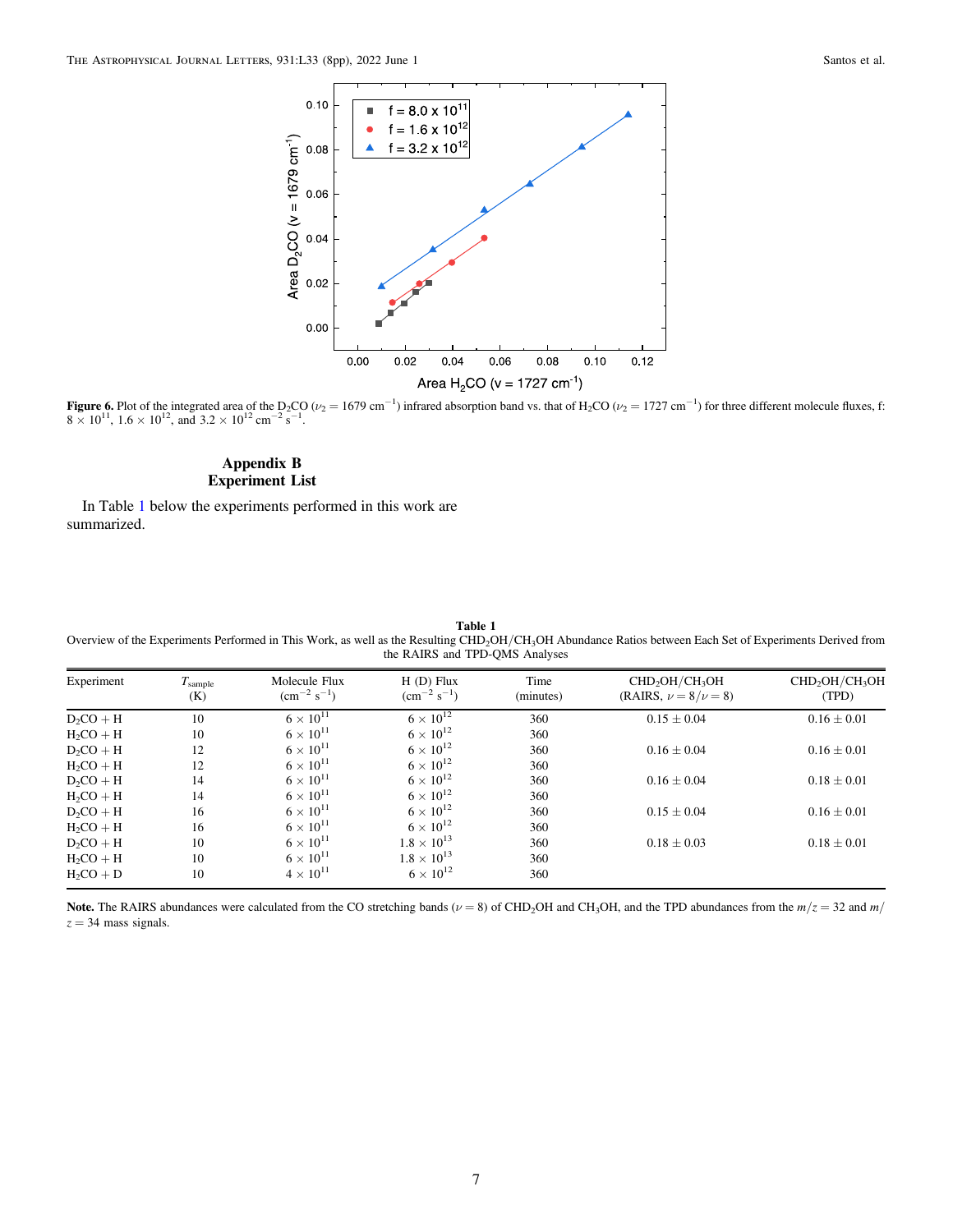**Figure 6.** Plot of the integrated area of the $D_2CO$ ($\nu_2 = 1679$ cm$^{-1}$) infrared absorption band vs. that of $H_2CO$ ($\nu_2 = 1727$ cm$^{-1}$) for three different molecule fluxes, f: $8 \times 10^{11}$, $1.6 \times 10^{12}$, and $3.2 \times 10^{12}$ cm$^{-2}$ s$^{-1}$.

## Appendix B
## Experiment List

In Table 1 below the experiments performed in this work are summarized.

**Table 1**
Overview of the Experiments Performed in This Work, as well as the Resulting $CHD_2OH/CH_3OH$ Abundance Ratios between Each Set of Experiments Derived from the RAIRS and TPD-QMS Analyses

| Experiment | $T_{sample}$ (K) | Molecule Flux (cm$^{-2}$ s$^{-1}$) | H (D) Flux (cm$^{-2}$ s$^{-1}$) | Time (minutes) | $CHD_2OH/CH_3OH$ (RAIRS, $\nu = 8/\nu = 8$) | $CHD_2OH/CH_3OH$ (TPD) |
|---|---|---|---|---|---|---|
| $D_2CO$ + H | 10 | $6 \times 10^{11}$ | $6 \times 10^{12}$ | 360 | $0.15 \pm 0.04$ | $0.16 \pm 0.01$ |
| $H_2CO$ + H | 10 | $6 \times 10^{11}$ | $6 \times 10^{12}$ | 360 | | |
| $D_2CO$ + H | 12 | $6 \times 10^{11}$ | $6 \times 10^{12}$ | 360 | $0.16 \pm 0.04$ | $0.16 \pm 0.01$ |
| $H_2CO$ + H | 12 | $6 \times 10^{11}$ | $6 \times 10^{12}$ | 360 | | |
| $D_2CO$ + H | 14 | $6 \times 10^{11}$ | $6 \times 10^{12}$ | 360 | $0.16 \pm 0.04$ | $0.18 \pm 0.01$ |
| $H_2CO$ + H | 14 | $6 \times 10^{11}$ | $6 \times 10^{12}$ | 360 | | |
| $D_2CO$ + H | 16 | $6 \times 10^{11}$ | $6 \times 10^{12}$ | 360 | $0.15 \pm 0.04$ | $0.16 \pm 0.01$ |
| $H_2CO$ + H | 16 | $6 \times 10^{11}$ | $6 \times 10^{12}$ | 360 | | |
| $D_2CO$ + H | 10 | $6 \times 10^{11}$ | $1.8 \times 10^{13}$ | 360 | $0.18 \pm 0.03$ | $0.18 \pm 0.01$ |
| $H_2CO$ + H | 10 | $6 \times 10^{11}$ | $1.8 \times 10^{13}$ | 360 | | |
| $H_2CO$ + D | 10 | $4 \times 10^{11}$ | $6 \times 10^{12}$ | 360 | | |

**Note.** The RAIRS abundances were calculated from the CO stretching bands ($\nu = 8$) of $CHD_2OH$ and $CH_3OH$, and the TPD abundances from the $m/z = 32$ and $m/z = 34$ mass signals.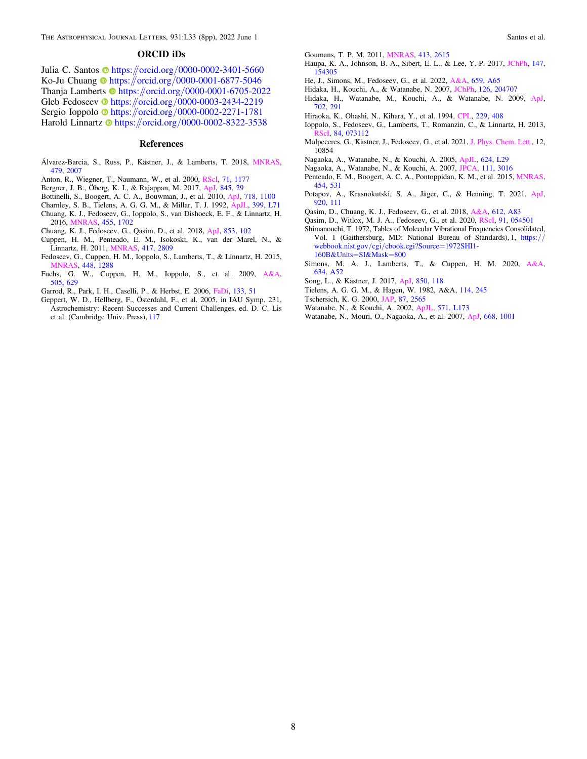## ORCID iDs

Julia C. Santos https://orcid.org/0000-0002-3401-5660
Ko-Ju Chuang https://orcid.org/0000-0001-6877-5046
Thanja Lamberts https://orcid.org/0000-0001-6705-2022
Gleb Fedoseev https://orcid.org/0000-0003-2434-2219
Sergio Ioppolo https://orcid.org/0000-0002-2271-1781
Harold Linnartz https://orcid.org/0000-0002-8322-3538

## References

Álvarez-Barcia, S., Russ, P., Kästner, J., & Lamberts, T. 2018, MNRAS, 479, 2007
Anton, R., Wiegner, T., Naumann, W., et al. 2000, RScI, 71, 1177
Bergner, J. B., Öberg, K. I., & Rajappan, M. 2017, ApJ, 845, 29
Bottinelli, S., Boogert, A. C. A., Bouwman, J., et al. 2010, ApJ, 718, 1100
Charnley, S. B., Tielens, A. G. G. M., & Millar, T. J. 1992, ApJL, 399, L71
Chuang, K. J., Fedoseev, G., Ioppolo, S., van Dishoeck, E. F., & Linnartz, H. 2016, MNRAS, 455, 1702
Chuang, K. J., Fedoseev, G., Qasim, D., et al. 2018, ApJ, 853, 102
Cuppen, H. M., Penteado, E. M., Isokoski, K., van der Marel, N., & Linnartz, H. 2011, MNRAS, 417, 2809
Fedoseev, G., Cuppen, H. M., Ioppolo, S., Lamberts, T., & Linnartz, H. 2015, MNRAS, 448, 1288
Fuchs, G. W., Cuppen, H. M., Ioppolo, S., et al. 2009, A&A, 505, 629
Garrod, R., Park, I. H., Caselli, P., & Herbst, E. 2006, FaDi, 133, 51
Geppert, W. D., Hellberg, F., Österdahl, F., et al. 2005, in IAU Symp. 231, Astrochemistry: Recent Successes and Current Challenges, ed. D. C. Lis et al. (Cambridge Univ. Press), 117
Goumans, T. P. M. 2011, MNRAS, 413, 2615
Haupa, K. A., Johnson, B. A., Sibert, E. L., & Lee, Y.-P. 2017, JChPh, 147, 154305
He, J., Simons, M., Fedoseev, G., et al. 2022, A&A, 659, A65
Hidaka, H., Kouchi, A., & Watanabe, N. 2007, JChPh, 126, 204707
Hidaka, H., Watanabe, M., Kouchi, A., & Watanabe, N. 2009, ApJ, 702, 291
Hiraoka, K., Ohashi, N., Kihara, Y., et al. 1994, CPL, 229, 408
Ioppolo, S., Fedoseev, G., Lamberts, T., Romanzin, C., & Linnartz, H. 2013, RScI, 84, 073112
Molpeceres, G., Kästner, J., Fedoseev, G., et al. 2021, J. Phys. Chem. Lett., 12, 10854
Nagaoka, A., Watanabe, N., & Kouchi, A. 2005, ApJL, 624, L29
Nagaoka, A., Watanabe, N., & Kouchi, A. 2007, JPCA, 111, 3016
Penteado, E. M., Boogert, A. C. A., Pontoppidan, K. M., et al. 2015, MNRAS, 454, 531
Potapov, A., Krasnokutski, S. A., Jäger, C., & Henning, T. 2021, ApJ, 920, 111
Qasim, D., Chuang, K. J., Fedoseev, G., et al. 2018, A&A, 612, A83
Qasim, D., Witlox, M. J. A., Fedoseev, G., et al. 2020, RScI, 91, 054501
Shimanouchi, T. 1972, Tables of Molecular Vibrational Frequencies Consolidated, Vol. 1 (Gaithersburg, MD: National Bureau of Standards), 1, https://webbook.nist.gov/cgi/cbook.cgi?Source=1972SHI1-160B&Units=SI&Mask=800
Simons, M. A. J., Lamberts, T., & Cuppen, H. M. 2020, A&A, 634, A52
Song, L., & Kästner, J. 2017, ApJ, 850, 118
Tielens, A. G. G. M., & Hagen, W. 1982, A&A, 114, 245
Tschersich, K. G. 2000, JAP, 87, 2565
Watanabe, N., & Kouchi, A. 2002, ApJL, 571, L173
Watanabe, N., Mouri, O., Nagaoka, A., et al. 2007, ApJ, 668, 1001